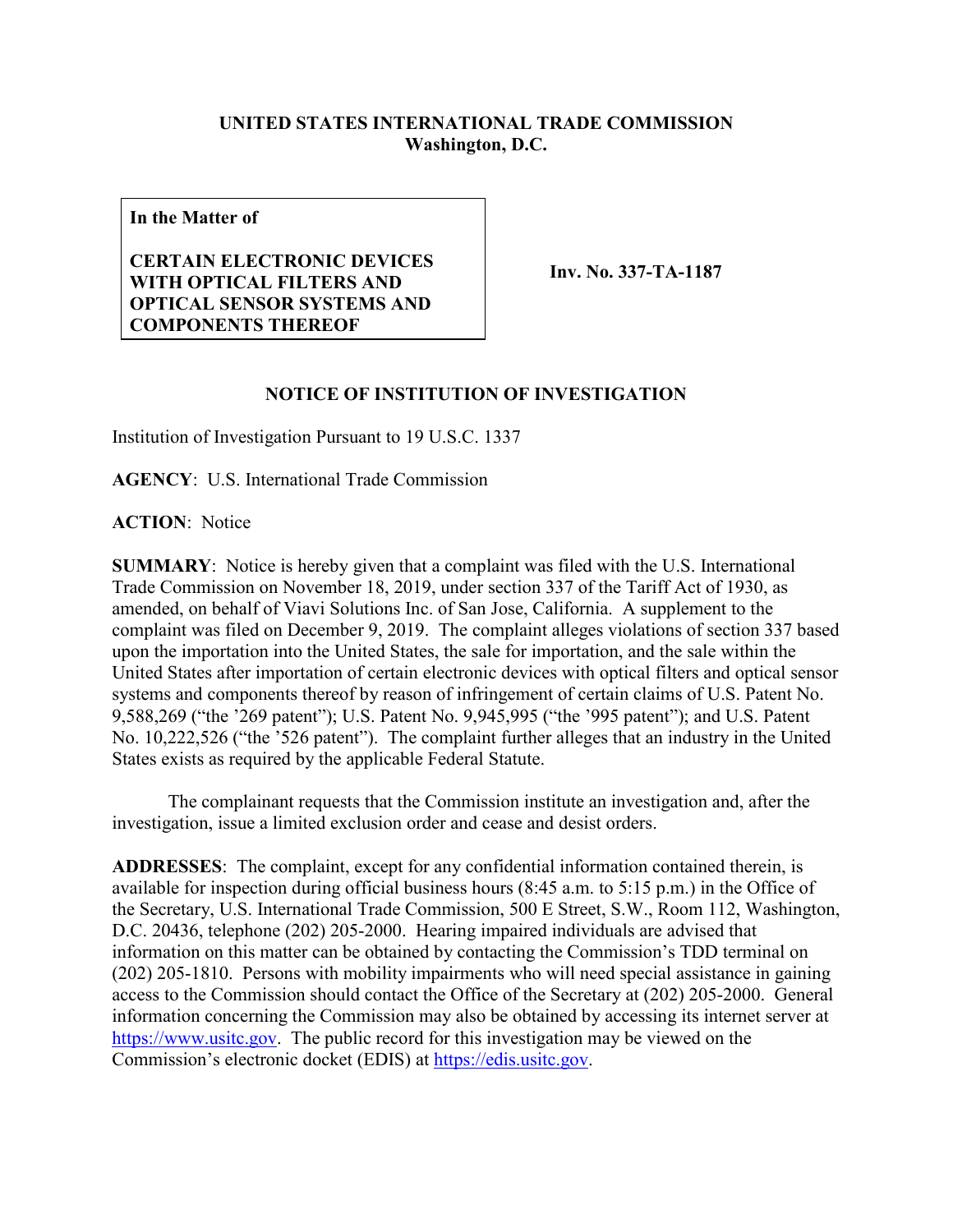**UNITED STATES INTERNATIONAL TRADE COMMISSION**
**Washington, D.C.**

**In the Matter of**

**CERTAIN ELECTRONIC DEVICES WITH OPTICAL FILTERS AND OPTICAL SENSOR SYSTEMS AND COMPONENTS THEREOF**

**Inv. No. 337-TA-1187**

## NOTICE OF INSTITUTION OF INVESTIGATION

Institution of Investigation Pursuant to 19 U.S.C. 1337

**AGENCY**: U.S. International Trade Commission

**ACTION**: Notice

**SUMMARY**: Notice is hereby given that a complaint was filed with the U.S. International Trade Commission on November 18, 2019, under section 337 of the Tariff Act of 1930, as amended, on behalf of Viavi Solutions Inc. of San Jose, California. A supplement to the complaint was filed on December 9, 2019. The complaint alleges violations of section 337 based upon the importation into the United States, the sale for importation, and the sale within the United States after importation of certain electronic devices with optical filters and optical sensor systems and components thereof by reason of infringement of certain claims of U.S. Patent No. 9,588,269 ("the '269 patent"); U.S. Patent No. 9,945,995 ("the '995 patent"); and U.S. Patent No. 10,222,526 ("the '526 patent"). The complaint further alleges that an industry in the United States exists as required by the applicable Federal Statute.

The complainant requests that the Commission institute an investigation and, after the investigation, issue a limited exclusion order and cease and desist orders.

**ADDRESSES**: The complaint, except for any confidential information contained therein, is available for inspection during official business hours (8:45 a.m. to 5:15 p.m.) in the Office of the Secretary, U.S. International Trade Commission, 500 E Street, S.W., Room 112, Washington, D.C. 20436, telephone (202) 205-2000. Hearing impaired individuals are advised that information on this matter can be obtained by contacting the Commission's TDD terminal on (202) 205-1810. Persons with mobility impairments who will need special assistance in gaining access to the Commission should contact the Office of the Secretary at (202) 205-2000. General information concerning the Commission may also be obtained by accessing its internet server at https://www.usitc.gov. The public record for this investigation may be viewed on the Commission's electronic docket (EDIS) at https://edis.usitc.gov.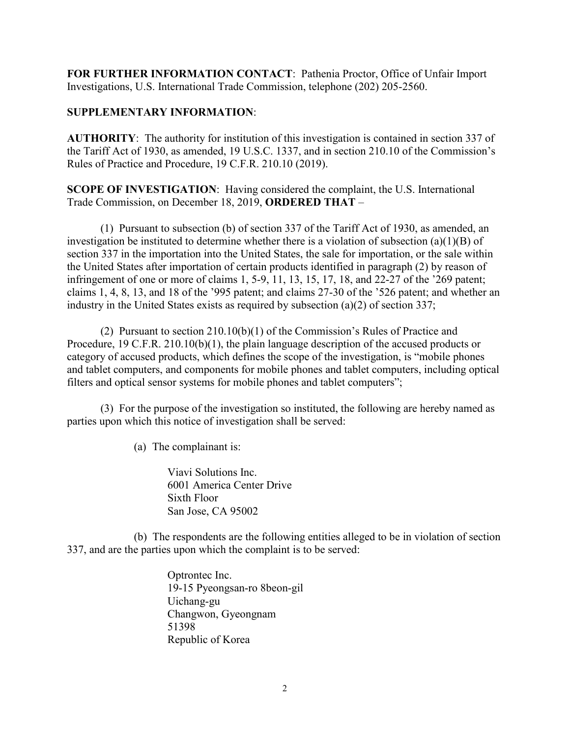**FOR FURTHER INFORMATION CONTACT**: Pathenia Proctor, Office of Unfair Import Investigations, U.S. International Trade Commission, telephone (202) 205-2560.

**SUPPLEMENTARY INFORMATION**:

**AUTHORITY**: The authority for institution of this investigation is contained in section 337 of the Tariff Act of 1930, as amended, 19 U.S.C. 1337, and in section 210.10 of the Commission's Rules of Practice and Procedure, 19 C.F.R. 210.10 (2019).

**SCOPE OF INVESTIGATION**: Having considered the complaint, the U.S. International Trade Commission, on December 18, 2019, **ORDERED THAT** –

(1) Pursuant to subsection (b) of section 337 of the Tariff Act of 1930, as amended, an investigation be instituted to determine whether there is a violation of subsection (a)(1)(B) of section 337 in the importation into the United States, the sale for importation, or the sale within the United States after importation of certain products identified in paragraph (2) by reason of infringement of one or more of claims 1, 5-9, 11, 13, 15, 17, 18, and 22-27 of the '269 patent; claims 1, 4, 8, 13, and 18 of the '995 patent; and claims 27-30 of the '526 patent; and whether an industry in the United States exists as required by subsection (a)(2) of section 337;

(2) Pursuant to section 210.10(b)(1) of the Commission's Rules of Practice and Procedure, 19 C.F.R. 210.10(b)(1), the plain language description of the accused products or category of accused products, which defines the scope of the investigation, is "mobile phones and tablet computers, and components for mobile phones and tablet computers, including optical filters and optical sensor systems for mobile phones and tablet computers";

(3) For the purpose of the investigation so instituted, the following are hereby named as parties upon which this notice of investigation shall be served:

(a) The complainant is:

Viavi Solutions Inc.
6001 America Center Drive
Sixth Floor
San Jose, CA 95002

(b) The respondents are the following entities alleged to be in violation of section 337, and are the parties upon which the complaint is to be served:

Optrontec Inc.
19-15 Pyeongsan-ro 8beon-gil
Uichang-gu
Changwon, Gyeongnam
51398
Republic of Korea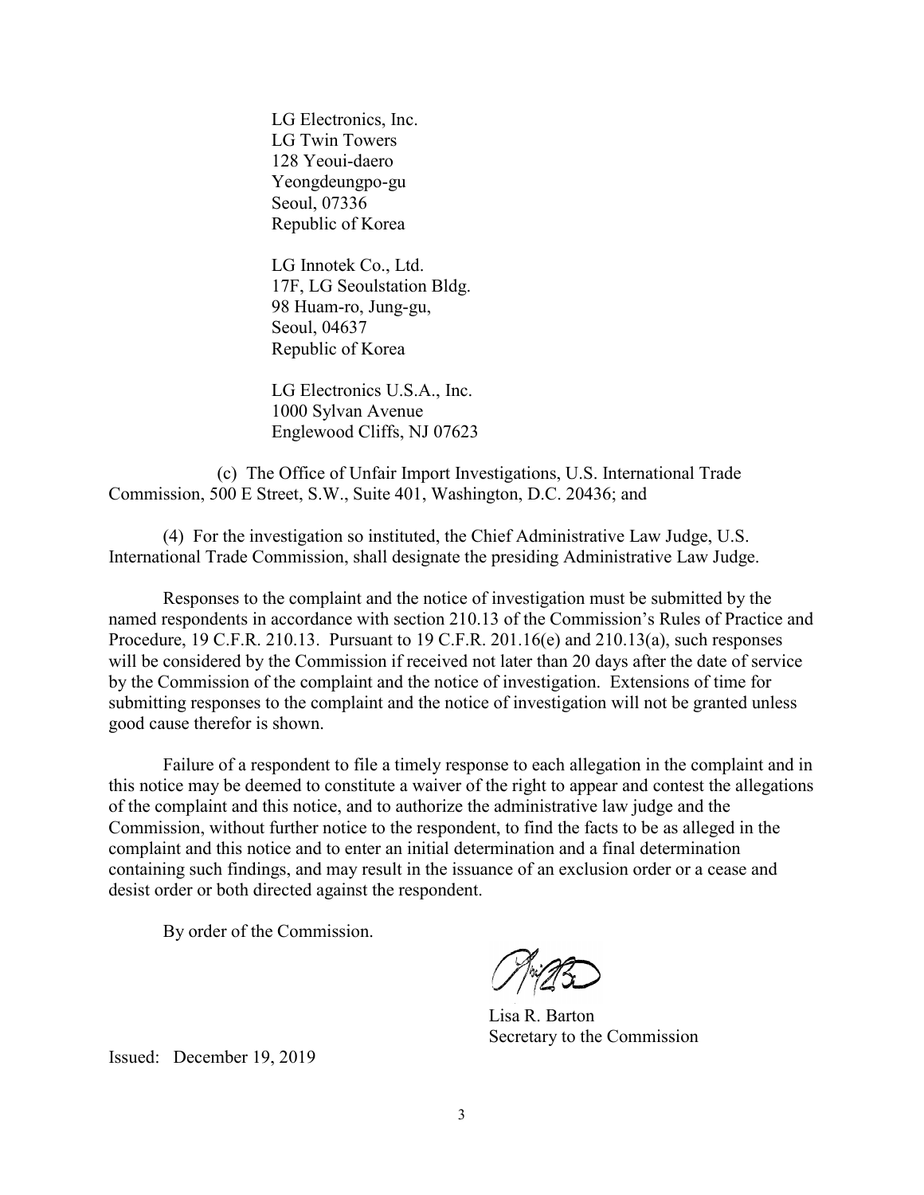LG Electronics, Inc.
LG Twin Towers
128 Yeoui-daero
Yeongdeungpo-gu
Seoul, 07336
Republic of Korea

LG Innotek Co., Ltd.
17F, LG Seoulstation Bldg.
98 Huam-ro, Jung-gu,
Seoul, 04637
Republic of Korea

LG Electronics U.S.A., Inc.
1000 Sylvan Avenue
Englewood Cliffs, NJ 07623

(c) The Office of Unfair Import Investigations, U.S. International Trade Commission, 500 E Street, S.W., Suite 401, Washington, D.C. 20436; and

(4) For the investigation so instituted, the Chief Administrative Law Judge, U.S. International Trade Commission, shall designate the presiding Administrative Law Judge.

Responses to the complaint and the notice of investigation must be submitted by the named respondents in accordance with section 210.13 of the Commission's Rules of Practice and Procedure, 19 C.F.R. 210.13. Pursuant to 19 C.F.R. 201.16(e) and 210.13(a), such responses will be considered by the Commission if received not later than 20 days after the date of service by the Commission of the complaint and the notice of investigation. Extensions of time for submitting responses to the complaint and the notice of investigation will not be granted unless good cause therefor is shown.

Failure of a respondent to file a timely response to each allegation in the complaint and in this notice may be deemed to constitute a waiver of the right to appear and contest the allegations of the complaint and this notice, and to authorize the administrative law judge and the Commission, without further notice to the respondent, to find the facts to be as alleged in the complaint and this notice and to enter an initial determination and a final determination containing such findings, and may result in the issuance of an exclusion order or a cease and desist order or both directed against the respondent.

By order of the Commission.

Lisa R. Barton
Secretary to the Commission

Issued: December 19, 2019